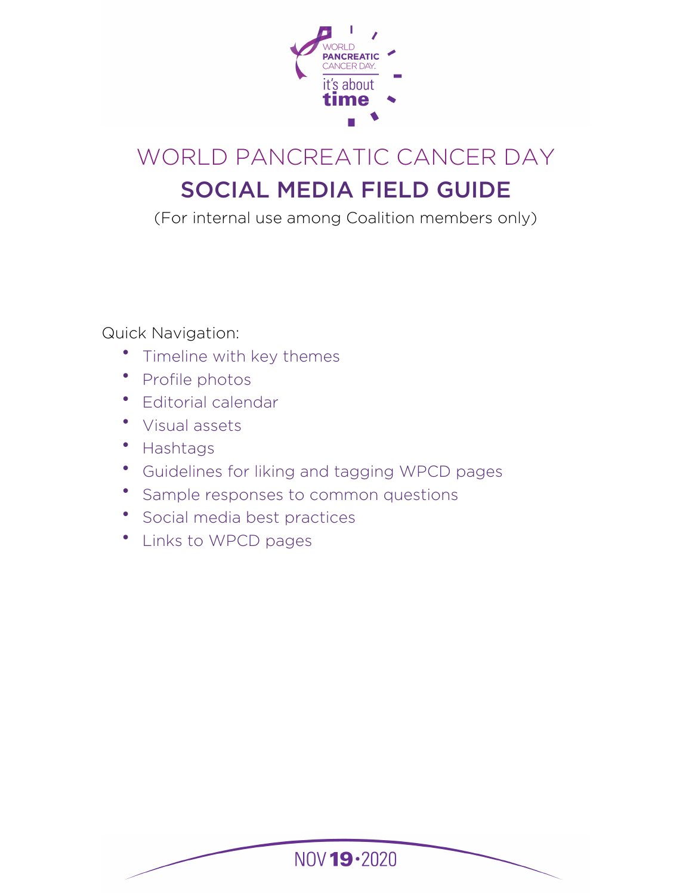WORLD PANCREATIC CANCER DAY

it's about time

# WORLD PANCREATIC CANCER DAY

## SOCIAL MEDIA FIELD GUIDE

(For internal use among Coalition members only)

Quick Navigation:

- Timeline with key themes
- Profile photos
- Editorial calendar
- Visual assets
- Hashtags
- Guidelines for liking and tagging WPCD pages
- Sample responses to common questions
- Social media best practices
- Links to WPCD pages

NOV 19 • 2020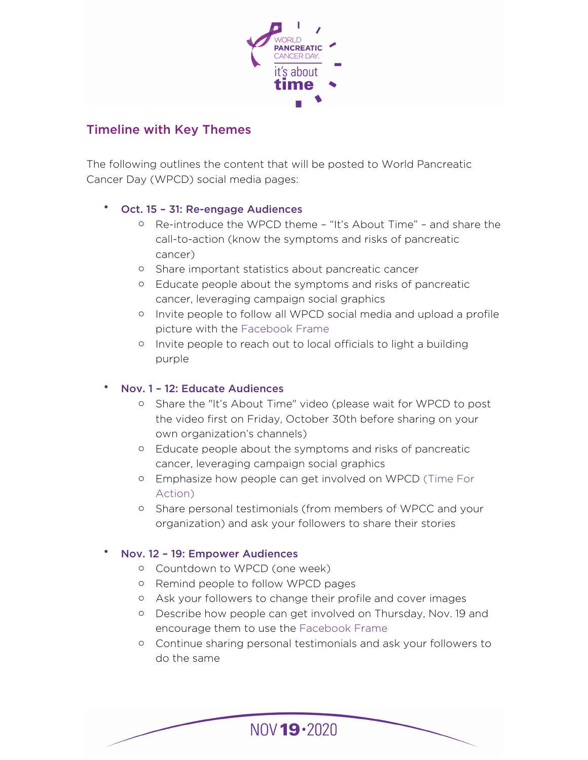## Timeline with Key Themes

The following outlines the content that will be posted to World Pancreatic Cancer Day (WPCD) social media pages:

- **Oct. 15 – 31: Re-engage Audiences**
  - Re-introduce the WPCD theme – "It's About Time" – and share the call-to-action (know the symptoms and risks of pancreatic cancer)
  - Share important statistics about pancreatic cancer
  - Educate people about the symptoms and risks of pancreatic cancer, leveraging campaign social graphics
  - Invite people to follow all WPCD social media and upload a profile picture with the Facebook Frame
  - Invite people to reach out to local officials to light a building purple

- **Nov. 1 – 12: Educate Audiences**
  - Share the "It's About Time" video (please wait for WPCD to post the video first on Friday, October 30th before sharing on your own organization's channels)
  - Educate people about the symptoms and risks of pancreatic cancer, leveraging campaign social graphics
  - Emphasize how people can get involved on WPCD (Time For Action)
  - Share personal testimonials (from members of WPCC and your organization) and ask your followers to share their stories

- **Nov. 12 – 19: Empower Audiences**
  - Countdown to WPCD (one week)
  - Remind people to follow WPCD pages
  - Ask your followers to change their profile and cover images
  - Describe how people can get involved on Thursday, Nov. 19 and encourage them to use the Facebook Frame
  - Continue sharing personal testimonials and ask your followers to do the same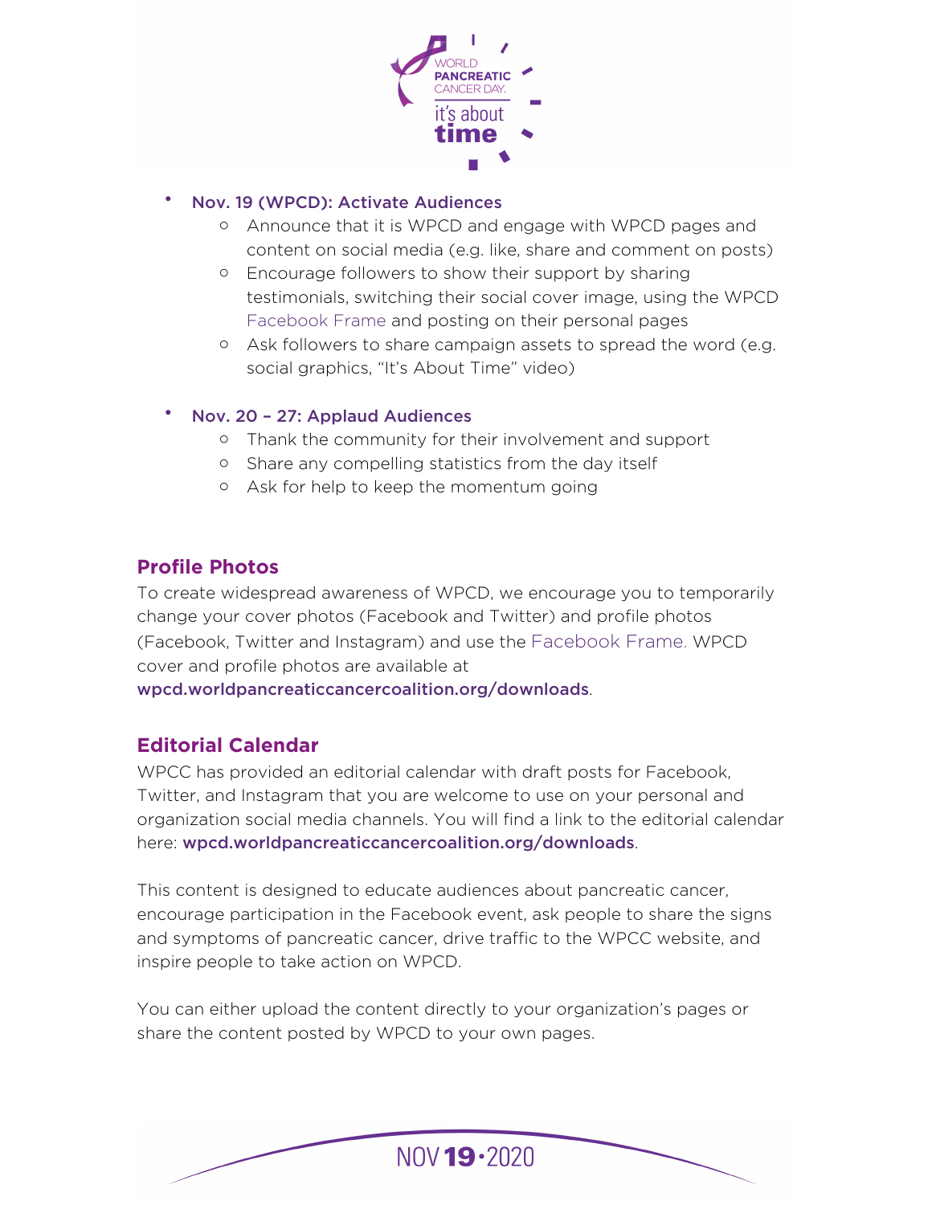- **Nov. 19 (WPCD): Activate Audiences**
    - Announce that it is WPCD and engage with WPCD pages and content on social media (e.g. like, share and comment on posts)
    - Encourage followers to show their support by sharing testimonials, switching their social cover image, using the WPCD Facebook Frame and posting on their personal pages
    - Ask followers to share campaign assets to spread the word (e.g. social graphics, "It's About Time" video)

- **Nov. 20 – 27: Applaud Audiences**
    - Thank the community for their involvement and support
    - Share any compelling statistics from the day itself
    - Ask for help to keep the momentum going

## Profile Photos

To create widespread awareness of WPCD, we encourage you to temporarily change your cover photos (Facebook and Twitter) and profile photos (Facebook, Twitter and Instagram) and use the Facebook Frame. WPCD cover and profile photos are available at **wpcd.worldpancreaticcancercoalition.org/downloads**.

## Editorial Calendar

WPCC has provided an editorial calendar with draft posts for Facebook, Twitter, and Instagram that you are welcome to use on your personal and organization social media channels. You will find a link to the editorial calendar here: **wpcd.worldpancreaticcancercoalition.org/downloads**.

This content is designed to educate audiences about pancreatic cancer, encourage participation in the Facebook event, ask people to share the signs and symptoms of pancreatic cancer, drive traffic to the WPCC website, and inspire people to take action on WPCD.

You can either upload the content directly to your organization's pages or share the content posted by WPCD to your own pages.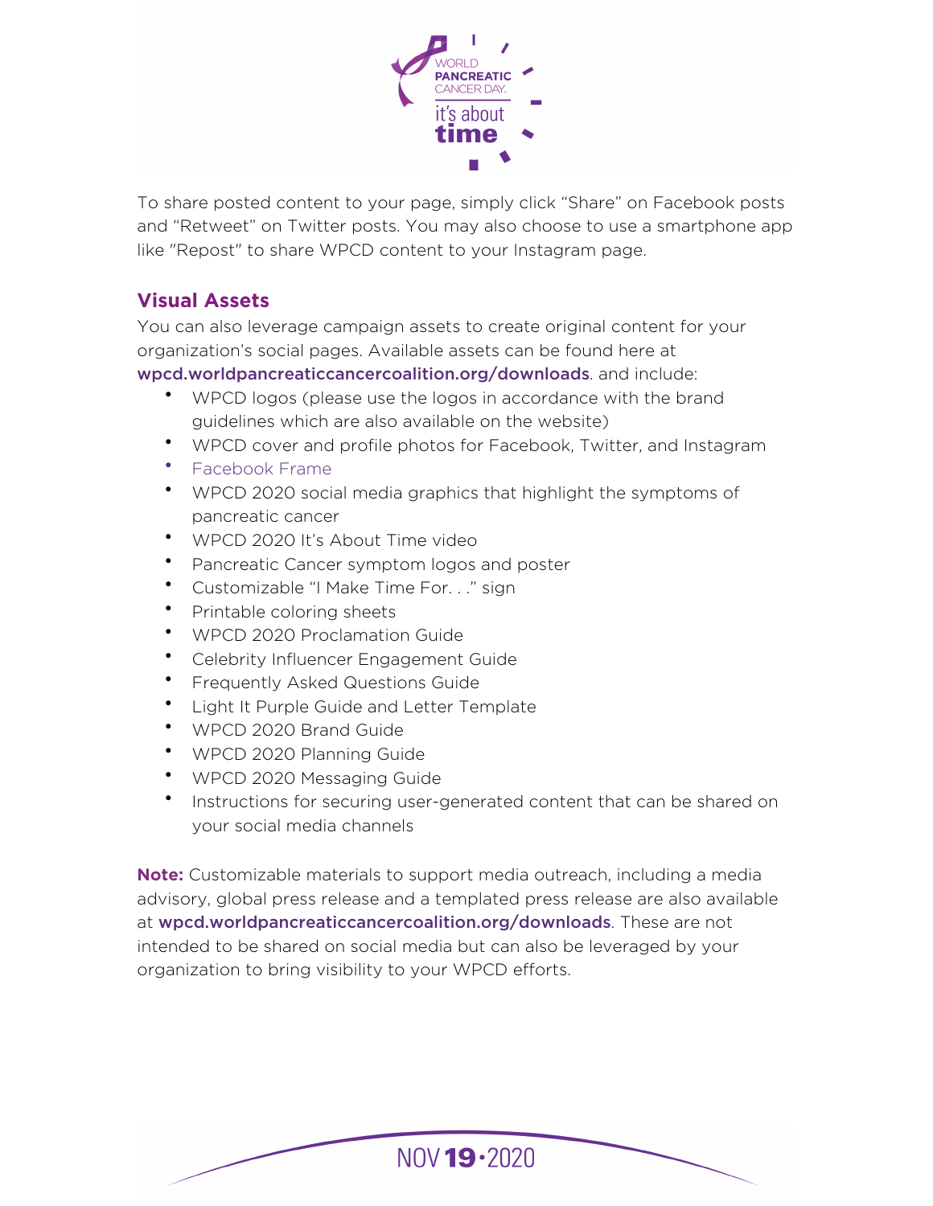To share posted content to your page, simply click "Share" on Facebook posts and "Retweet" on Twitter posts. You may also choose to use a smartphone app like "Repost" to share WPCD content to your Instagram page.

## Visual Assets

You can also leverage campaign assets to create original content for your organization's social pages. Available assets can be found here at **wpcd.worldpancreaticcancercoalition.org/downloads**. and include:

- WPCD logos (please use the logos in accordance with the brand guidelines which are also available on the website)
- WPCD cover and profile photos for Facebook, Twitter, and Instagram
- Facebook Frame
- WPCD 2020 social media graphics that highlight the symptoms of pancreatic cancer
- WPCD 2020 It's About Time video
- Pancreatic Cancer symptom logos and poster
- Customizable "I Make Time For. . ." sign
- Printable coloring sheets
- WPCD 2020 Proclamation Guide
- Celebrity Influencer Engagement Guide
- Frequently Asked Questions Guide
- Light It Purple Guide and Letter Template
- WPCD 2020 Brand Guide
- WPCD 2020 Planning Guide
- WPCD 2020 Messaging Guide
- Instructions for securing user-generated content that can be shared on your social media channels

**Note:** Customizable materials to support media outreach, including a media advisory, global press release and a templated press release are also available at **wpcd.worldpancreaticcancercoalition.org/downloads**. These are not intended to be shared on social media but can also be leveraged by your organization to bring visibility to your WPCD efforts.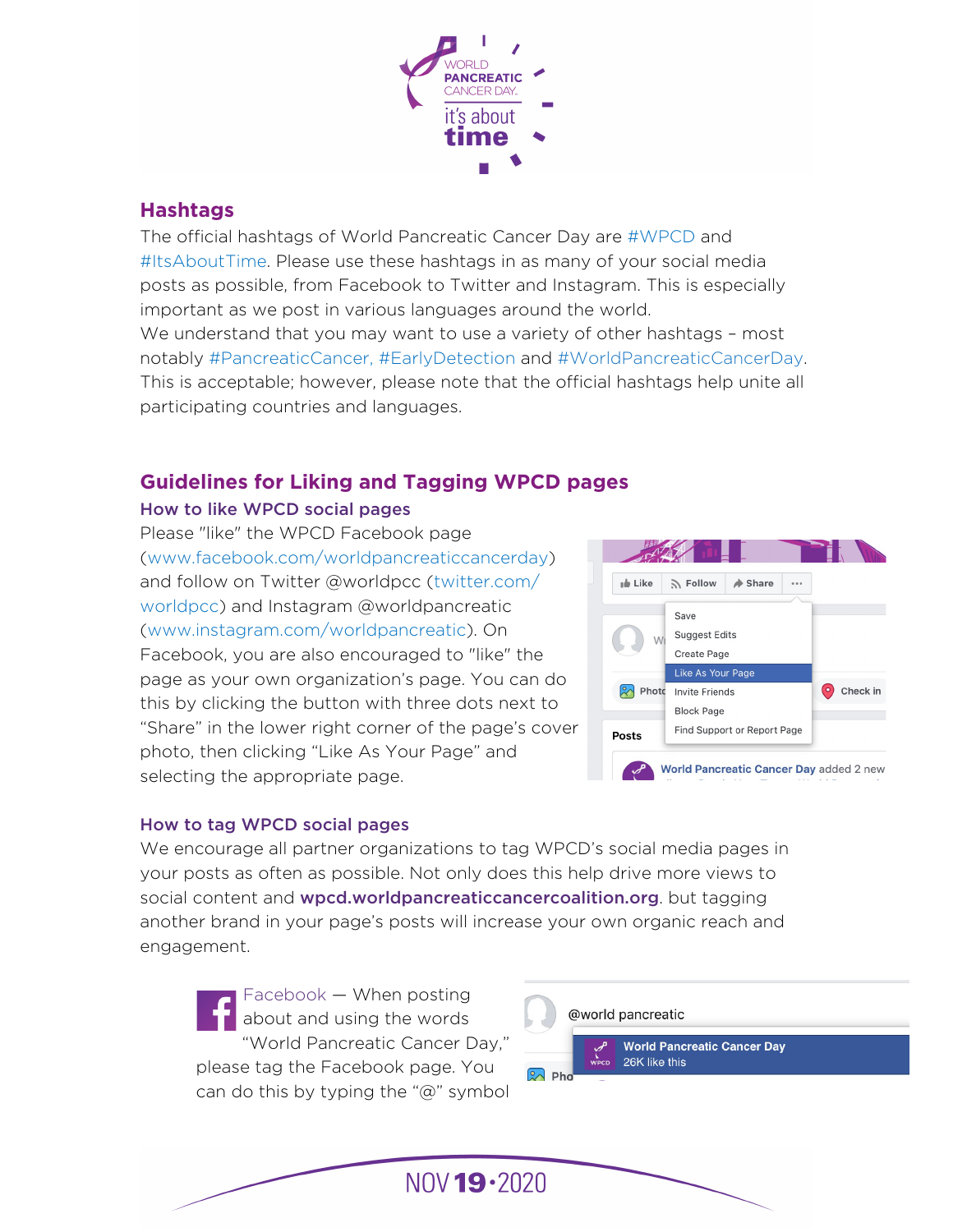## Hashtags

The official hashtags of World Pancreatic Cancer Day are #WPCD and #ItsAboutTime. Please use these hashtags in as many of your social media posts as possible, from Facebook to Twitter and Instagram. This is especially important as we post in various languages around the world.
We understand that you may want to use a variety of other hashtags – most notably #PancreaticCancer, #EarlyDetection and #WorldPancreaticCancerDay. This is acceptable; however, please note that the official hashtags help unite all participating countries and languages.

## Guidelines for Liking and Tagging WPCD pages

### How to like WPCD social pages

Please "like" the WPCD Facebook page (www.facebook.com/worldpancreaticcancerday) and follow on Twitter @worldpcc (twitter.com/worldpcc) and Instagram @worldpancreatic (www.instagram.com/worldpancreatic). On Facebook, you are also encouraged to "like" the page as your own organization's page. You can do this by clicking the button with three dots next to "Share" in the lower right corner of the page's cover photo, then clicking "Like As Your Page" and selecting the appropriate page.

### How to tag WPCD social pages

We encourage all partner organizations to tag WPCD's social media pages in your posts as often as possible. Not only does this help drive more views to social content and **wpcd.worldpancreaticcancercoalition.org**. but tagging another brand in your page's posts will increase your own organic reach and engagement.

Facebook — When posting about and using the words "World Pancreatic Cancer Day," please tag the Facebook page. You can do this by typing the "@" symbol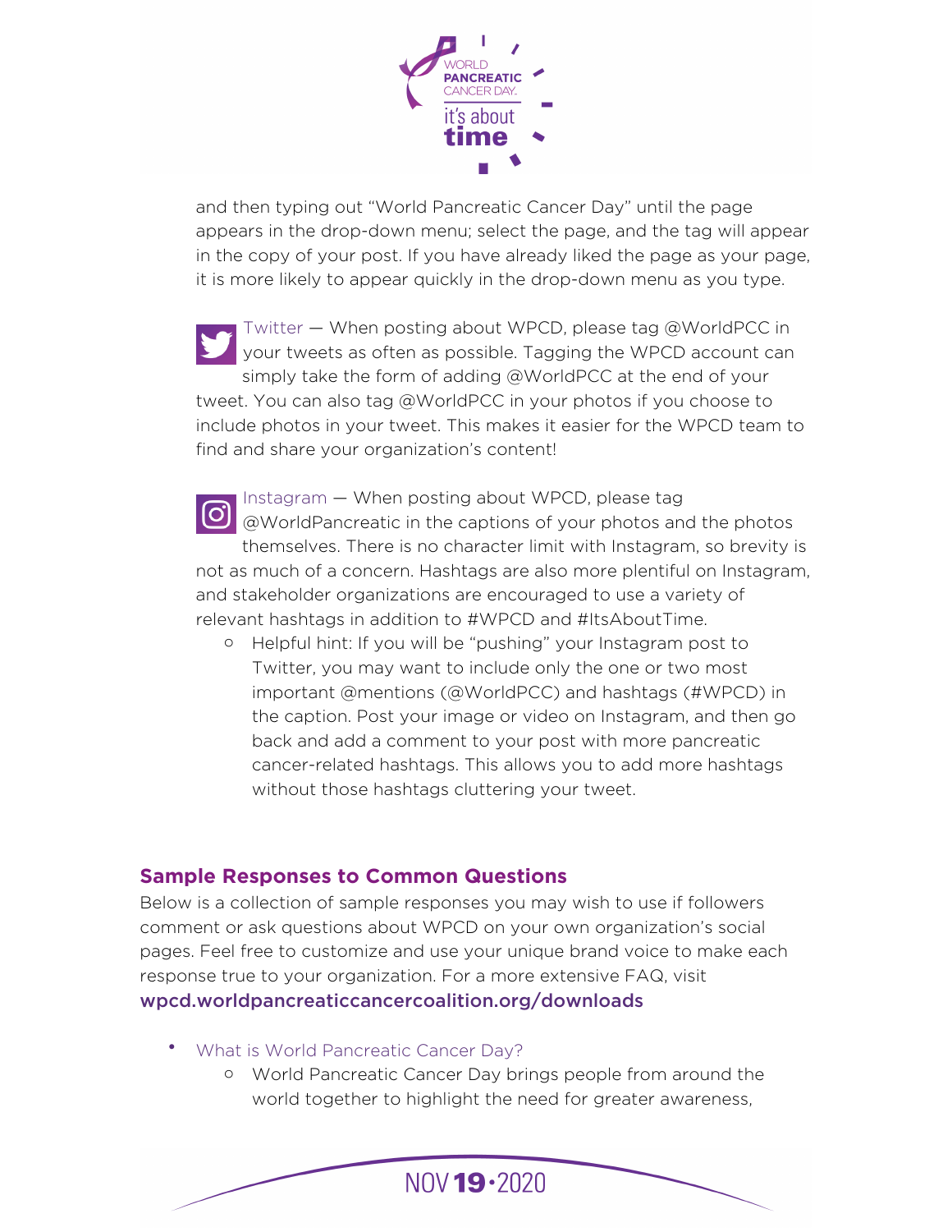and then typing out "World Pancreatic Cancer Day" until the page appears in the drop-down menu; select the page, and the tag will appear in the copy of your post. If you have already liked the page as your page, it is more likely to appear quickly in the drop-down menu as you type.

Twitter — When posting about WPCD, please tag @WorldPCC in your tweets as often as possible. Tagging the WPCD account can simply take the form of adding @WorldPCC at the end of your tweet. You can also tag @WorldPCC in your photos if you choose to include photos in your tweet. This makes it easier for the WPCD team to find and share your organization's content!

Instagram — When posting about WPCD, please tag @WorldPancreatic in the captions of your photos and the photos themselves. There is no character limit with Instagram, so brevity is not as much of a concern. Hashtags are also more plentiful on Instagram, and stakeholder organizations are encouraged to use a variety of relevant hashtags in addition to #WPCD and #ItsAboutTime.

- Helpful hint: If you will be "pushing" your Instagram post to Twitter, you may want to include only the one or two most important @mentions (@WorldPCC) and hashtags (#WPCD) in the caption. Post your image or video on Instagram, and then go back and add a comment to your post with more pancreatic cancer-related hashtags. This allows you to add more hashtags without those hashtags cluttering your tweet.

## Sample Responses to Common Questions

Below is a collection of sample responses you may wish to use if followers comment or ask questions about WPCD on your own organization's social pages. Feel free to customize and use your unique brand voice to make each response true to your organization. For a more extensive FAQ, visit **wpcd.worldpancreaticcancercoalition.org/downloads**

- What is World Pancreatic Cancer Day?
  - World Pancreatic Cancer Day brings people from around the world together to highlight the need for greater awareness,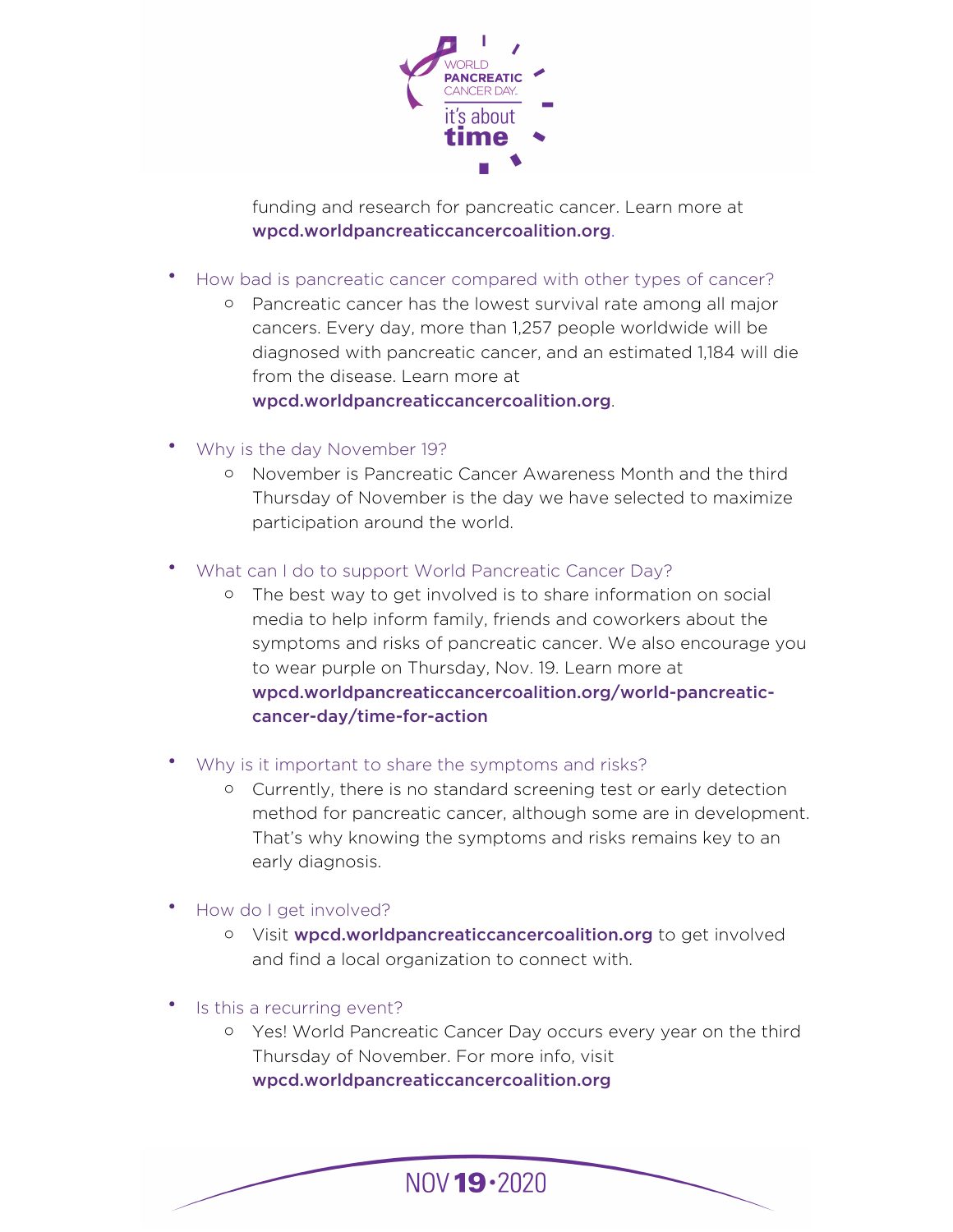funding and research for pancreatic cancer. Learn more at **wpcd.worldpancreaticcancercoalition.org**.

- How bad is pancreatic cancer compared with other types of cancer?
    - Pancreatic cancer has the lowest survival rate among all major cancers. Every day, more than 1,257 people worldwide will be diagnosed with pancreatic cancer, and an estimated 1,184 will die from the disease. Learn more at **wpcd.worldpancreaticcancercoalition.org**.

- Why is the day November 19?
    - November is Pancreatic Cancer Awareness Month and the third Thursday of November is the day we have selected to maximize participation around the world.

- What can I do to support World Pancreatic Cancer Day?
    - The best way to get involved is to share information on social media to help inform family, friends and coworkers about the symptoms and risks of pancreatic cancer. We also encourage you to wear purple on Thursday, Nov. 19. Learn more at **wpcd.worldpancreaticcancercoalition.org/world-pancreatic-cancer-day/time-for-action**

- Why is it important to share the symptoms and risks?
    - Currently, there is no standard screening test or early detection method for pancreatic cancer, although some are in development. That's why knowing the symptoms and risks remains key to an early diagnosis.

- How do I get involved?
    - Visit **wpcd.worldpancreaticcancercoalition.org** to get involved and find a local organization to connect with.

- Is this a recurring event?
    - Yes! World Pancreatic Cancer Day occurs every year on the third Thursday of November. For more info, visit **wpcd.worldpancreaticcancercoalition.org**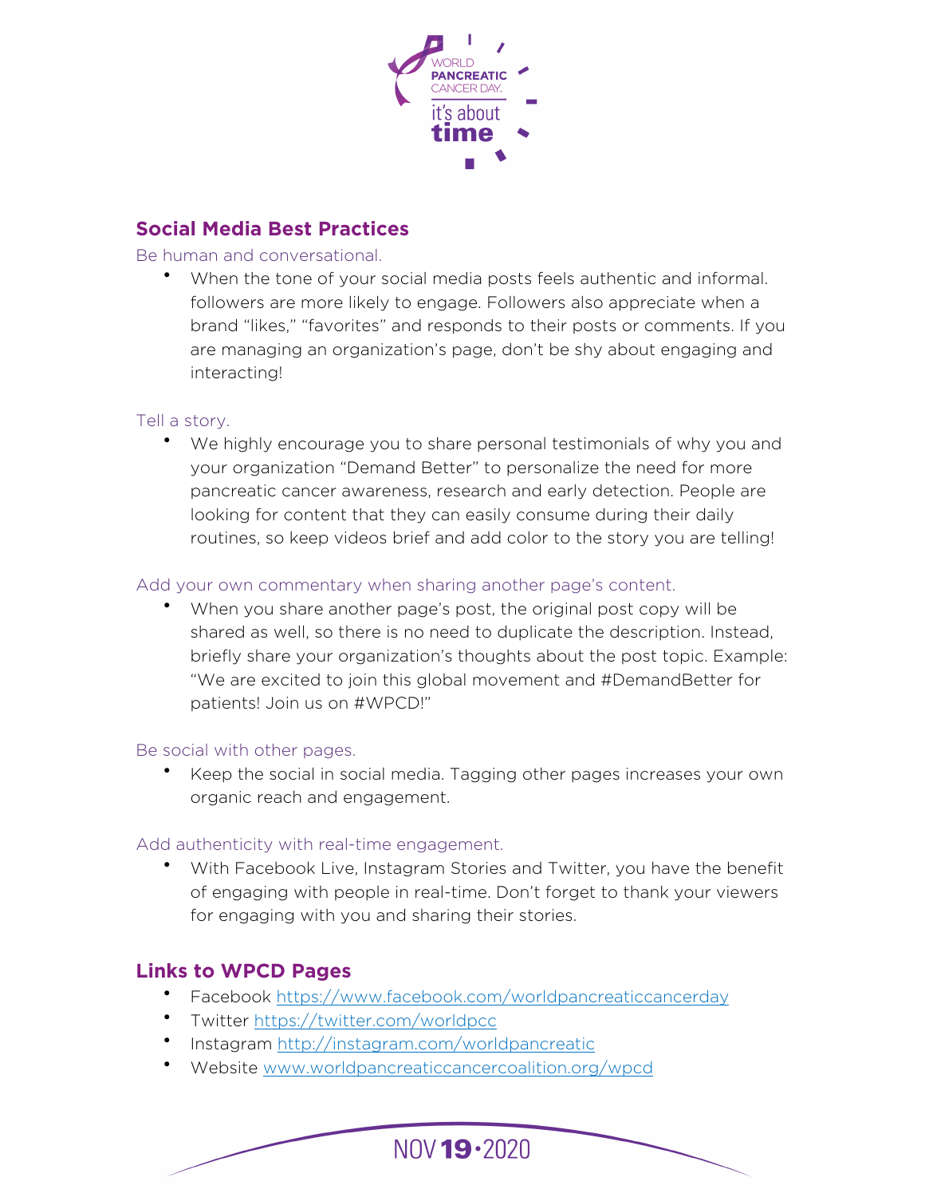## Social Media Best Practices

Be human and conversational.

- When the tone of your social media posts feels authentic and informal. followers are more likely to engage. Followers also appreciate when a brand "likes," "favorites" and responds to their posts or comments. If you are managing an organization's page, don't be shy about engaging and interacting!

Tell a story.

- We highly encourage you to share personal testimonials of why you and your organization "Demand Better" to personalize the need for more pancreatic cancer awareness, research and early detection. People are looking for content that they can easily consume during their daily routines, so keep videos brief and add color to the story you are telling!

Add your own commentary when sharing another page's content.

- When you share another page's post, the original post copy will be shared as well, so there is no need to duplicate the description. Instead, briefly share your organization's thoughts about the post topic. Example: "We are excited to join this global movement and #DemandBetter for patients! Join us on #WPCD!"

Be social with other pages.

- Keep the social in social media. Tagging other pages increases your own organic reach and engagement.

Add authenticity with real-time engagement.

- With Facebook Live, Instagram Stories and Twitter, you have the benefit of engaging with people in real-time. Don't forget to thank your viewers for engaging with you and sharing their stories.

## Links to WPCD Pages

- Facebook https://www.facebook.com/worldpancreaticcancerday
- Twitter https://twitter.com/worldpcc
- Instagram http://instagram.com/worldpancreatic
- Website www.worldpancreaticcancercoalition.org/wpcd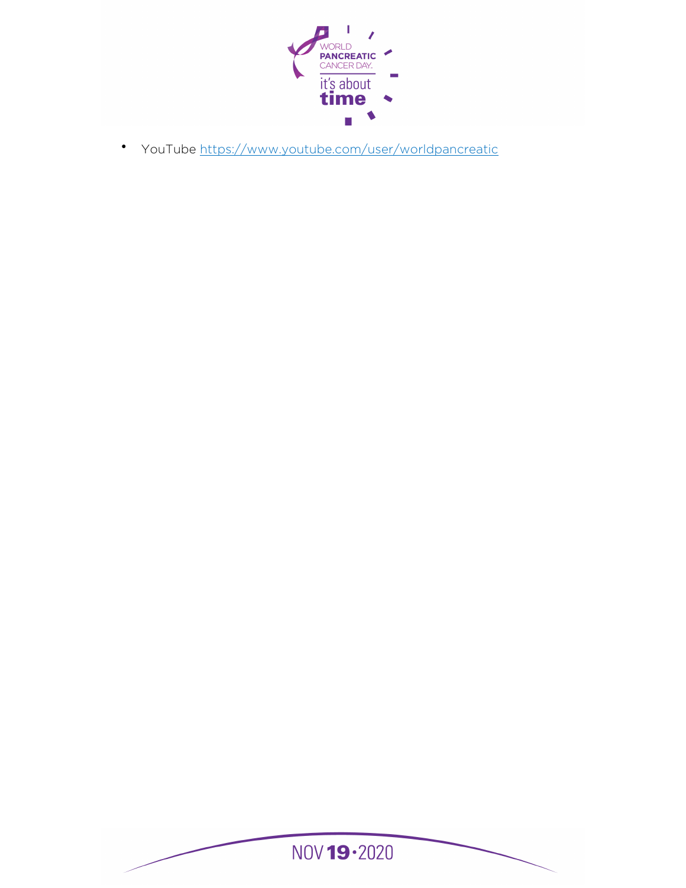- YouTube https://www.youtube.com/user/worldpancreatic